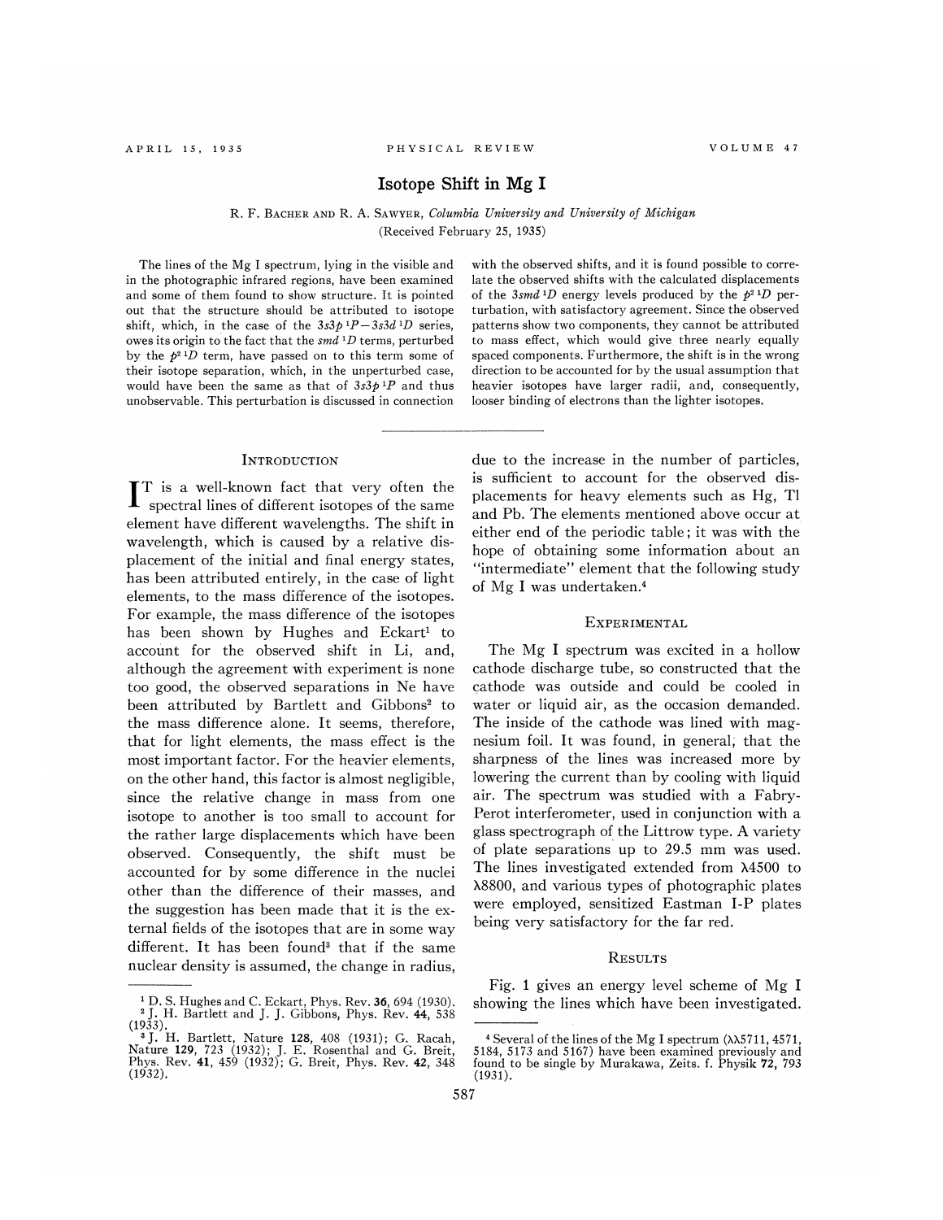# Isotope Shift in Mg I

R. F. Bacher and R. A. Sawyer, *Columbia University and University of Michigan*

(Received February 25, 1935)

The lines of the Mg I spectrum, lying in the visible and in the photographic infrared regions, have been examined and some of them found to show structure. It is pointed out that the structure should be attributed to isotope shift, which, in the case of the $3s3p\,^1P-3s3d\,^1D$ series, owes its origin to the fact that the $smd\,^1D$ terms, perturbed by the $p^2\,^1D$ term, have passed on to this term some of their isotope separation, which, in the unperturbed case, would have been the same as that of $3s3p\,^1P$ and thus unobservable. This perturbation is discussed in connection with the observed shifts, and it is found possible to correlate the observed shifts with the calculated displacements of the $3smd\,^1D$ energy levels produced by the $p^2\,^1D$ perturbation, with satisfactory agreement. Since the observed patterns show two components, they cannot be attributed to mass effect, which would give three nearly equally spaced components. Furthermore, the shift is in the wrong direction to be accounted for by the usual assumption that heavier isotopes have larger radii, and, consequently, looser binding of electrons than the lighter isotopes.

## Introduction

It is a well-known fact that very often the spectral lines of different isotopes of the same element have different wavelengths. The shift in wavelength, which is caused by a relative displacement of the initial and final energy states, has been attributed entirely, in the case of light elements, to the mass difference of the isotopes. For example, the mass difference of the isotopes has been shown by Hughes and Eckart[1] to account for the observed shift in Li, and, although the agreement with experiment is none too good, the observed separations in Ne have been attributed by Bartlett and Gibbons[2] to the mass difference alone. It seems, therefore, that for light elements, the mass effect is the most important factor. For the heavier elements, on the other hand, this factor is almost negligible, since the relative change in mass from one isotope to another is too small to account for the rather large displacements which have been observed. Consequently, the shift must be accounted for by some difference in the nuclei other than the difference of their masses, and the suggestion has been made that it is the external fields of the isotopes that are in some way different. It has been found[3] that if the same nuclear density is assumed, the change in radius, due to the increase in the number of particles, is sufficient to account for the observed displacements for heavy elements such as Hg, Tl and Pb. The elements mentioned above occur at either end of the periodic table; it was with the hope of obtaining some information about an "intermediate" element that the following study of Mg I was undertaken.[4]

## Experimental

The Mg I spectrum was excited in a hollow cathode discharge tube, so constructed that the cathode was outside and could be cooled in water or liquid air, as the occasion demanded. The inside of the cathode was lined with magnesium foil. It was found, in general, that the sharpness of the lines was increased more by lowering the current than by cooling with liquid air. The spectrum was studied with a Fabry-Perot interferometer, used in conjunction with a glass spectrograph of the Littrow type. A variety of plate separations up to 29.5 mm was used. The lines investigated extended from λ4500 to λ8800, and various types of photographic plates were employed, sensitized Eastman I-P plates being very satisfactory for the far red.

## Results

Fig. 1 gives an energy level scheme of Mg I showing the lines which have been investigated.

---

[1] D. S. Hughes and C. Eckart, Phys. Rev. **36**, 694 (1930).

[2] J. H. Bartlett and J. J. Gibbons, Phys. Rev. **44**, 538 (1933).

[3] J. H. Bartlett, Nature **128**, 408 (1931); G. Racah, Nature **129**, 723 (1932); J. E. Rosenthal and G. Breit, Phys. Rev. **41**, 459 (1932); G. Breit, Phys. Rev. **42**, 348 (1932).

[4] Several of the lines of the Mg I spectrum (λλ5711, 4571, 5184, 5173 and 5167) have been examined previously and found to be single by Murakawa, Zeits. f. Physik **72**, 793 (1931).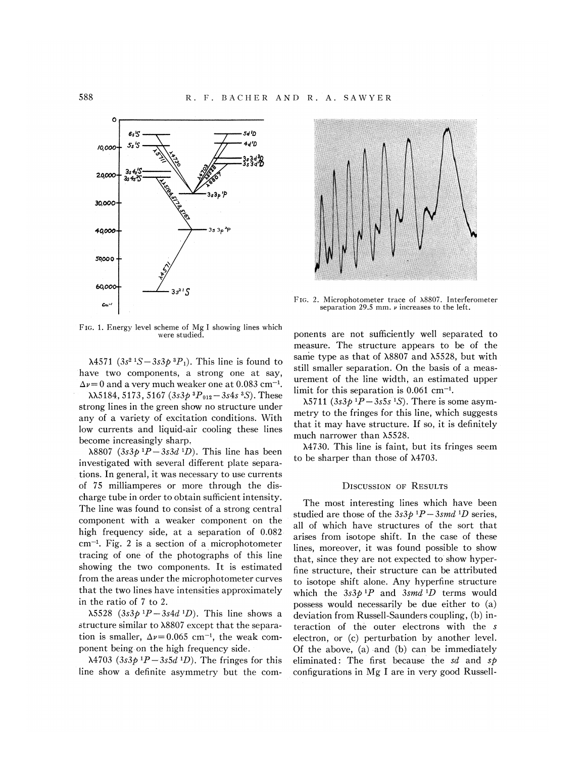FIG. 1. Energy level scheme of Mg I showing lines which were studied.

FIG. 2. Microphotometer trace of λ8807. Interferometer separation 29.5 mm. $\nu$ increases to the left.

λ4571 ($3s^2\,{}^1S-3s3p\,{}^3P_1$). This line is found to have two components, a strong one at say, $\Delta\nu=0$ and a very much weaker one at 0.083 cm$^{-1}$.

λλ5184, 5173, 5167 ($3s3p\,{}^3P_{012}-3s4s\,{}^3S$). These strong lines in the green show no structure under any of a variety of excitation conditions. With low currents and liquid-air cooling these lines become increasingly sharp.

λ8807 ($3s3p\,{}^1P-3s3d\,{}^1D$). This line has been investigated with several different plate separations. In general, it was necessary to use currents of 75 milliamperes or more through the discharge tube in order to obtain sufficient intensity. The line was found to consist of a strong central component with a weaker component on the high frequency side, at a separation of 0.082 cm$^{-1}$. Fig. 2 is a section of a microphotometer tracing of one of the photographs of this line showing the two components. It is estimated from the areas under the microphotometer curves that the two lines have intensities approximately in the ratio of 7 to 2.

λ5528 ($3s3p\,{}^1P-3s4d\,{}^1D$). This line shows a structure similar to λ8807 except that the separation is smaller, $\Delta\nu=0.065$ cm$^{-1}$, the weak component being on the high frequency side.

λ4703 ($3s3p\,{}^1P-3s5d\,{}^1D$). The fringes for this line show a definite asymmetry but the components are not sufficiently well separated to measure. The structure appears to be of the same type as that of λ8807 and λ5528, but with still smaller separation. On the basis of a measurement of the line width, an estimated upper limit for this separation is 0.061 cm$^{-1}$.

λ5711 ($3s3p\,{}^1P-3s5s\,{}^1S$). There is some asymmetry to the fringes for this line, which suggests that it may have structure. If so, it is definitely much narrower than λ5528.

λ4730. This line is faint, but its fringes seem to be sharper than those of λ4703.

## DISCUSSION OF RESULTS

The most interesting lines which have been studied are those of the $3s3p\,{}^1P-3smd\,{}^1D$ series, all of which have structures of the sort that arises from isotope shift. In the case of these lines, moreover, it was found possible to show that, since they are not expected to show hyperfine structure, their structure can be attributed to isotope shift alone. Any hyperfine structure which the $3s3p\,{}^1P$ and $3smd\,{}^1D$ terms would possess would necessarily be due either to (a) deviation from Russell-Saunders coupling, (b) interaction of the outer electrons with the $s$ electron, or (c) perturbation by another level. Of the above, (a) and (b) can be immediately eliminated: The first because the $sd$ and $sp$ configurations in Mg I are in very good Russell-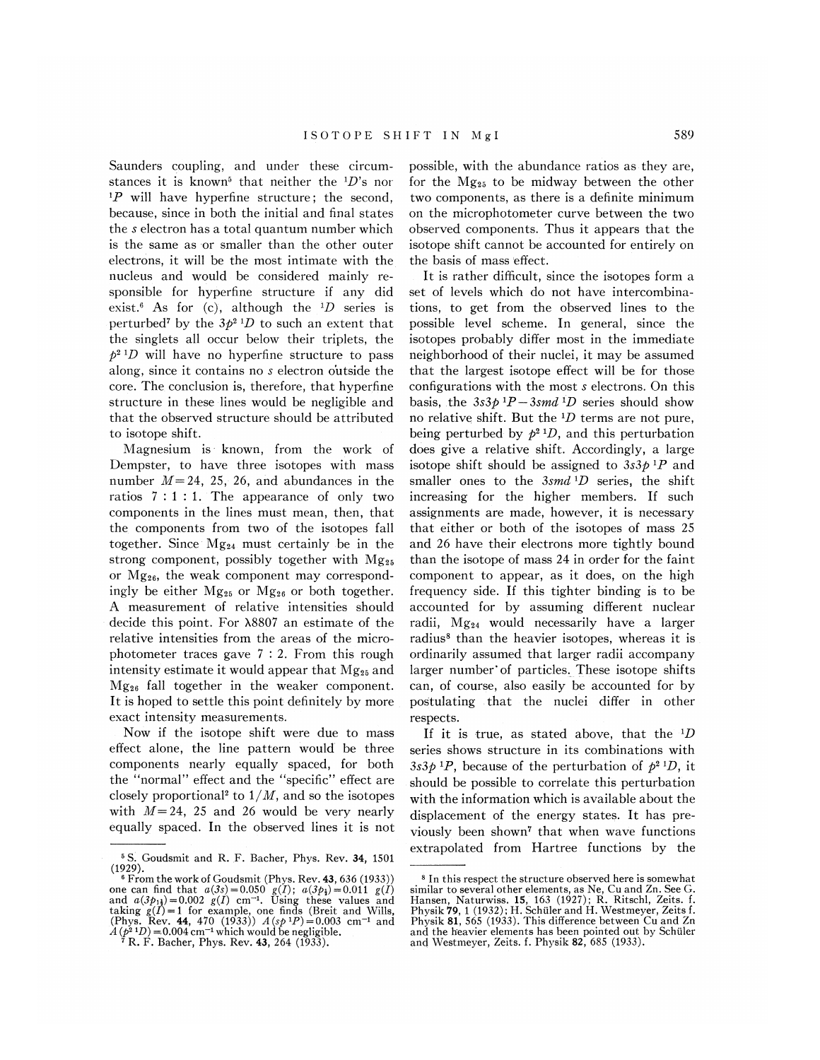Saunders coupling, and under these circumstances it is known[5] that neither the $^1D$'s nor $^1P$ will have hyperfine structure; the second, because, since in both the initial and final states the $s$ electron has a total quantum number which is the same as or smaller than the other outer electrons, it will be the most intimate with the nucleus and would be considered mainly responsible for hyperfine structure if any did exist.[6] As for (c), although the $^1D$ series is perturbed[7] by the $3p^2\,^1D$ to such an extent that the singlets all occur below their triplets, the $p^2\,^1D$ will have no hyperfine structure to pass along, since it contains no $s$ electron outside the core. The conclusion is, therefore, that hyperfine structure in these lines would be negligible and that the observed structure should be attributed to isotope shift.

Magnesium is known, from the work of Dempster, to have three isotopes with mass number $M=24$, 25, 26, and abundances in the ratios 7 : 1 : 1. The appearance of only two components in the lines must mean, then, that the components from two of the isotopes fall together. Since $Mg_{24}$ must certainly be in the strong component, possibly together with $Mg_{25}$ or $Mg_{26}$, the weak component may correspondingly be either $Mg_{25}$ or $Mg_{26}$ or both together. A measurement of relative intensities should decide this point. For $\lambda 8807$ an estimate of the relative intensities from the areas of the microphotometer traces gave 7 : 2. From this rough intensity estimate it would appear that $Mg_{25}$ and $Mg_{26}$ fall together in the weaker component. It is hoped to settle this point definitely by more exact intensity measurements.

Now if the isotope shift were due to mass effect alone, the line pattern would be three components nearly equally spaced, for both the "normal" effect and the "specific" effect are closely proportional[2] to $1/M$, and so the isotopes with $M=24$, 25 and 26 would be very nearly equally spaced. In the observed lines it is not possible, with the abundance ratios as they are, for the $Mg_{25}$ to be midway between the other two components, as there is a definite minimum on the microphotometer curve between the two observed components. Thus it appears that the isotope shift cannot be accounted for entirely on the basis of mass effect.

It is rather difficult, since the isotopes form a set of levels which do not have intercombinations, to get from the observed lines to the possible level scheme. In general, since the isotopes probably differ most in the immediate neighborhood of their nuclei, it may be assumed that the largest isotope effect will be for those configurations with the most $s$ electrons. On this basis, the $3s3p\,^1P-3smd\,^1D$ series should show no relative shift. But the $^1D$ terms are not pure, being perturbed by $p^2\,^1D$, and this perturbation does give a relative shift. Accordingly, a large isotope shift should be assigned to $3s3p\,^1P$ and smaller ones to the $3smd\,^1D$ series, the shift increasing for the higher members. If such assignments are made, however, it is necessary that either or both of the isotopes of mass 25 and 26 have their electrons more tightly bound than the isotope of mass 24 in order for the faint component to appear, as it does, on the high frequency side. If this tighter binding is to be accounted for by assuming different nuclear radii, $Mg_{24}$ would necessarily have a larger radius[8] than the heavier isotopes, whereas it is ordinarily assumed that larger radii accompany larger number of particles. These isotope shifts can, of course, also easily be accounted for by postulating that the nuclei differ in other respects.

If it is true, as stated above, that the $^1D$ series shows structure in its combinations with $3s3p\,^1P$, because of the perturbation of $p^2\,^1D$, it should be possible to correlate this perturbation with the information which is available about the displacement of the energy states. It has previously been shown[7] that when wave functions extrapolated from Hartree functions by the

---

[5] S. Goudsmit and R. F. Bacher, Phys. Rev. **34**, 1501 (1929).

[6] From the work of Goudsmit (Phys. Rev. **43**, 636 (1933)) one can find that $a(3s)=0.050\ g(I)$; $a(3p_{\frac{1}{2}})=0.011\ g(I)$ and $a(3p_{1\frac{1}{2}})=0.002\ g(I)$ cm$^{-1}$. Using these values and taking $g(I)=1$ for example, one finds (Breit and Wills, (Phys. Rev. **44**, 470 (1933)) $A(sp\,^1P)=0.003$ cm$^{-1}$ and $A(p^2\,^1D)=0.004$ cm$^{-1}$ which would be negligible.

[7] R. F. Bacher, Phys. Rev. **43**, 264 (1933).

[8] In this respect the structure observed here is somewhat similar to several other elements, as Ne, Cu and Zn. See G. Hansen, Naturwiss. **15**, 163 (1927); R. Ritschl, Zeits. f. Physik **79**, 1 (1932); H. Schüler and H. Westmeyer, Zeits f. Physik **81**, 565 (1933). This difference between Cu and Zn and the heavier elements has been pointed out by Schüler and Westmeyer, Zeits. f. Physik **82**, 685 (1933).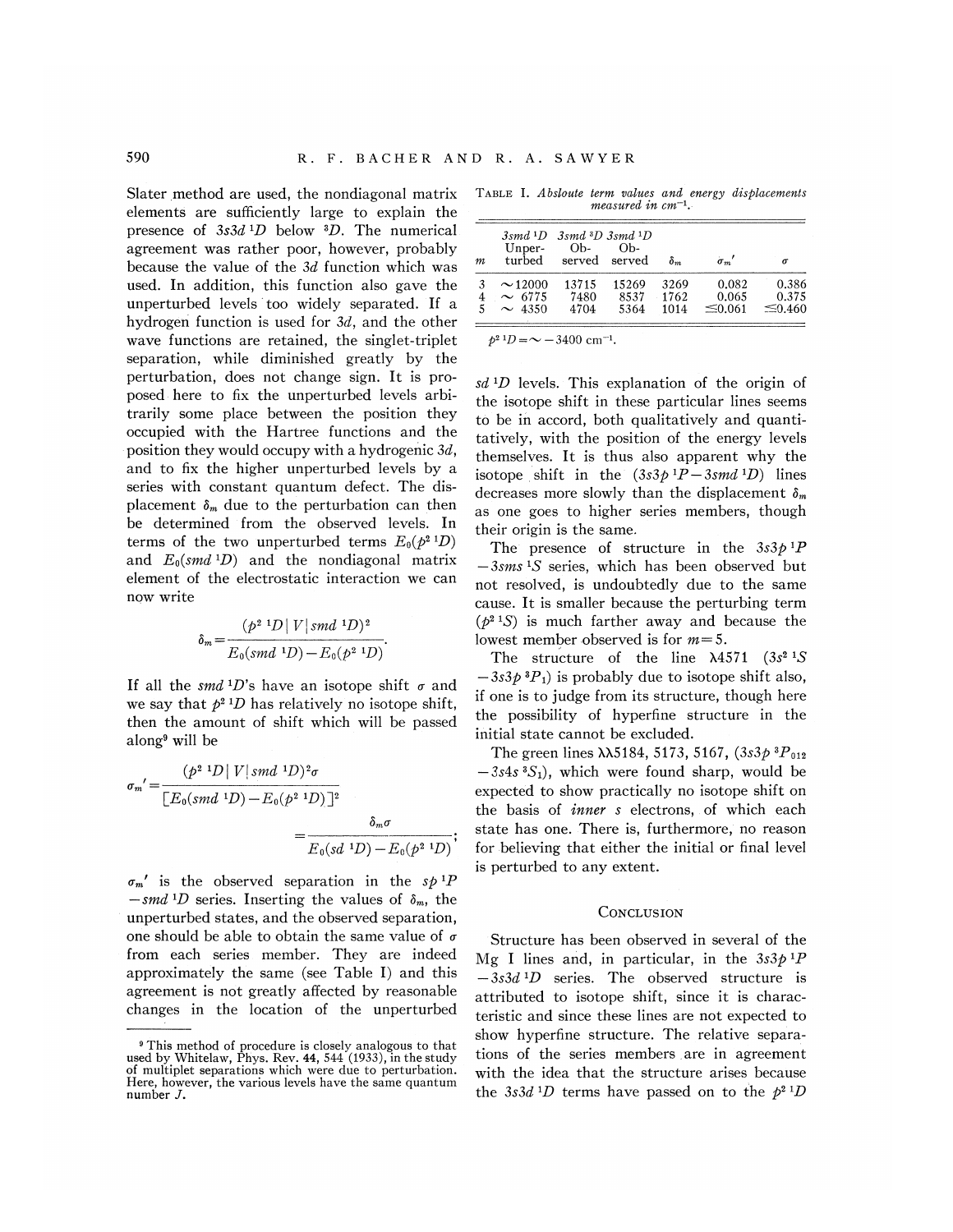Slater method are used, the nondiagonal matrix elements are sufficiently large to explain the presence of $3s3d\,^1D$ below $^3D$. The numerical agreement was rather poor, however, probably because the value of the $3d$ function which was used. In addition, this function also gave the unperturbed levels too widely separated. If a hydrogen function is used for $3d$, and the other wave functions are retained, the singlet-triplet separation, while diminished greatly by the perturbation, does not change sign. It is proposed here to fix the unperturbed levels arbitrarily some place between the position they occupied with the Hartree functions and the position they would occupy with a hydrogenic $3d$, and to fix the higher unperturbed levels by a series with constant quantum defect. The displacement $\delta_m$ due to the perturbation can then be determined from the observed levels. In terms of the two unperturbed terms $E_0(p^2\,^1D)$ and $E_0(smd\,^1D)$ and the nondiagonal matrix element of the electrostatic interaction we can now write

$$\delta_m = \frac{(p^2\,^1D|\,V|\,smd\,^1D)^2}{E_0(smd\,^1D) - E_0(p^2\,^1D)}.$$

If all the $smd\,^1D$'s have an isotope shift $\sigma$ and we say that $p^2\,^1D$ has relatively no isotope shift, then the amount of shift which will be passed along[9] will be

$$\sigma_m' = \frac{(p^2\,^1D|\,V|\,smd\,^1D)^2\sigma}{[E_0(smd\,^1D) - E_0(p^2\,^1D)]^2} = \frac{\delta_m\sigma}{E_0(sd\,^1D) - E_0(p^2\,^1D)};$$

$\sigma_m'$ is the observed separation in the $sp\,^1P - smd\,^1D$ series. Inserting the values of $\delta_m$, the unperturbed states, and the observed separation, one should be able to obtain the same value of $\sigma$ from each series member. They are indeed approximately the same (see Table I) and this agreement is not greatly affected by reasonable changes in the location of the unperturbed $sd\,^1D$ levels. This explanation of the origin of the isotope shift in these particular lines seems to be in accord, both qualitatively and quantitatively, with the position of the energy levels themselves. It is thus also apparent why the isotope shift in the $(3s3p\,^1P - 3smd\,^1D)$ lines decreases more slowly than the displacement $\delta_m$ as one goes to higher series members, though their origin is the same.

TABLE I. *Absloute term values and energy displacements measured in cm*$^{-1}$.

| $m$ | $3smd\,^1D$ Unperturbed | $3smd\,^3D$ Observed | $3smd\,^1D$ Observed | $\delta_m$ | $\sigma_m'$ | $\sigma$ |
|---|---|---|---|---|---|---|
| 3 | ~12000 | 13715 | 15269 | 3269 | 0.082 | 0.386 |
| 4 | ~ 6775 | 7480 | 8537 | 1762 | 0.065 | 0.375 |
| 5 | ~ 4350 | 4704 | 5364 | 1014 | ≤0.061 | ≤0.460 |

$p^2\,^1D = \sim -3400$ cm$^{-1}$.

The presence of structure in the $3s3p\,^1P - 3sms\,^1S$ series, which has been observed but not resolved, is undoubtedly due to the same cause. It is smaller because the perturbing term $(p^2\,^1S)$ is much farther away and because the lowest member observed is for $m=5$.

The structure of the line λ4571 $(3s^2\,^1S - 3s3p\,^3P_1)$ is probably due to isotope shift also, if one is to judge from its structure, though here the possibility of hyperfine structure in the initial state cannot be excluded.

The green lines λλ5184, 5173, 5167, $(3s3p\,^3P_{012} - 3s4s\,^3S_1)$, which were found sharp, would be expected to show practically no isotope shift on the basis of *inner s* electrons, of which each state has one. There is, furthermore, no reason for believing that either the initial or final level is perturbed to any extent.

## CONCLUSION

Structure has been observed in several of the Mg I lines and, in particular, in the $3s3p\,^1P - 3s3d\,^1D$ series. The observed structure is attributed to isotope shift, since it is characteristic and since these lines are not expected to show hyperfine structure. The relative separations of the series members are in agreement with the idea that the structure arises because the $3s3d\,^1D$ terms have passed on to the $p^2\,^1D$

[9] This method of procedure is closely analogous to that used by Whitelaw, Phys. Rev. 44, 544 (1933), in the study of multiplet separations which were due to perturbation. Here, however, the various levels have the same quantum number $J$.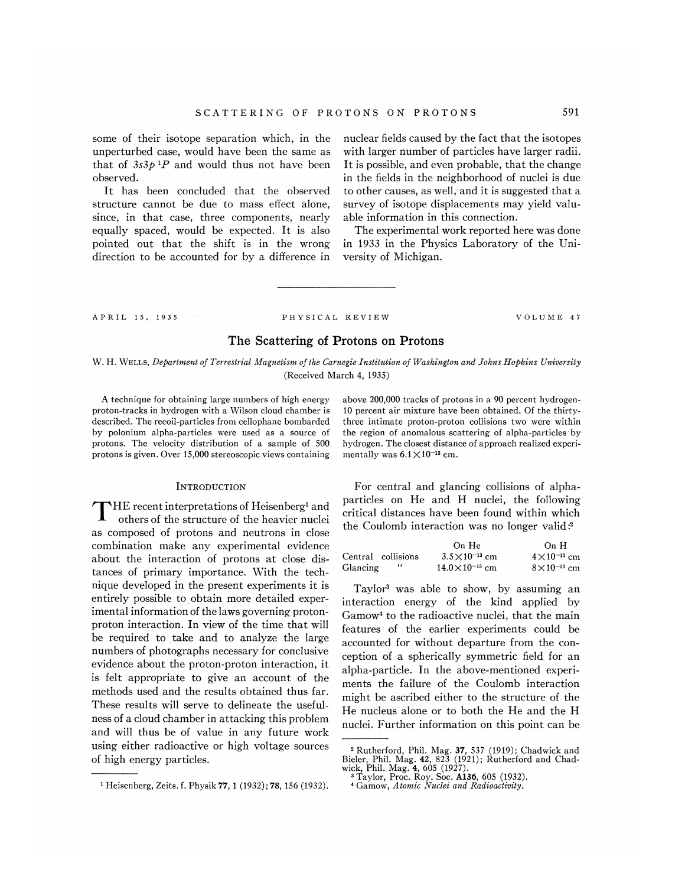some of their isotope separation which, in the unperturbed case, would have been the same as that of $3s3p\ ^1P$ and would thus not have been observed.

It has been concluded that the observed structure cannot be due to mass effect alone, since, in that case, three components, nearly equally spaced, would be expected. It is also pointed out that the shift is in the wrong direction to be accounted for by a difference in nuclear fields caused by the fact that the isotopes with larger number of particles have larger radii. It is possible, and even probable, that the change in the fields in the neighborhood of nuclei is due to other causes, as well, and it is suggested that a survey of isotope displacements may yield valuable information in this connection.

The experimental work reported here was done in 1933 in the Physics Laboratory of the University of Michigan.

---

APRIL 15, 1935 PHYSICAL REVIEW VOLUME 47

# The Scattering of Protons on Protons

W. H. WELLS, *Department of Terrestrial Magnetism of the Carnegie Institution of Washington and Johns Hopkins University*
(Received March 4, 1935)

A technique for obtaining large numbers of high energy proton-tracks in hydrogen with a Wilson cloud chamber is described. The recoil-particles from cellophane bombarded by polonium alpha-particles were used as a source of protons. The velocity distribution of a sample of 500 protons is given. Over 15,000 stereoscopic views containing above 200,000 tracks of protons in a 90 percent hydrogen-10 percent air mixture have been obtained. Of the thirty-three intimate proton-proton collisions two were within the region of anomalous scattering of alpha-particles by hydrogen. The closest distance of approach realized experimentally was $6.1\times10^{-13}$ cm.

## INTRODUCTION

THE recent interpretations of Heisenberg[1] and others of the structure of the heavier nuclei as composed of protons and neutrons in close combination make any experimental evidence about the interaction of protons at close distances of primary importance. With the technique developed in the present experiments it is entirely possible to obtain more detailed experimental information of the laws governing proton-proton interaction. In view of the time that will be required to take and to analyze the large numbers of photographs necessary for conclusive evidence about the proton-proton interaction, it is felt appropriate to give an account of the methods used and the results obtained thus far. These results will serve to delineate the usefulness of a cloud chamber in attacking this problem and will thus be of value in any future work using either radioactive or high voltage sources of high energy particles.

For central and glancing collisions of alpha-particles on He and H nuclei, the following critical distances have been found within which the Coulomb interaction was no longer valid:[2]

| | On He | On H |
|---|---|---|
| Central collisions | $3.5\times10^{-13}$ cm | $4\times10^{-13}$ cm |
| Glancing " | $14.0\times10^{-13}$ cm | $8\times10^{-13}$ cm |

Taylor[3] was able to show, by assuming an interaction energy of the kind applied by Gamow[4] to the radioactive nuclei, that the main features of the earlier experiments could be accounted for without departure from the conception of a spherically symmetric field for an alpha-particle. In the above-mentioned experiments the failure of the Coulomb interaction might be ascribed either to the structure of the He nucleus alone or to both the He and the H nuclei. Further information on this point can be

---

[1] Heisenberg, Zeits. f. Physik **77**, 1 (1932); **78**, 156 (1932).

[2] Rutherford, Phil. Mag. **37**, 537 (1919); Chadwick and Bieler, Phil. Mag. **42**, 823 (1921); Rutherford and Chadwick, Phil. Mag. **4**, 605 (1927).

[3] Taylor, Proc. Roy. Soc. **A136**, 605 (1932).

[4] Gamow, *Atomic Nuclei and Radioactivity*.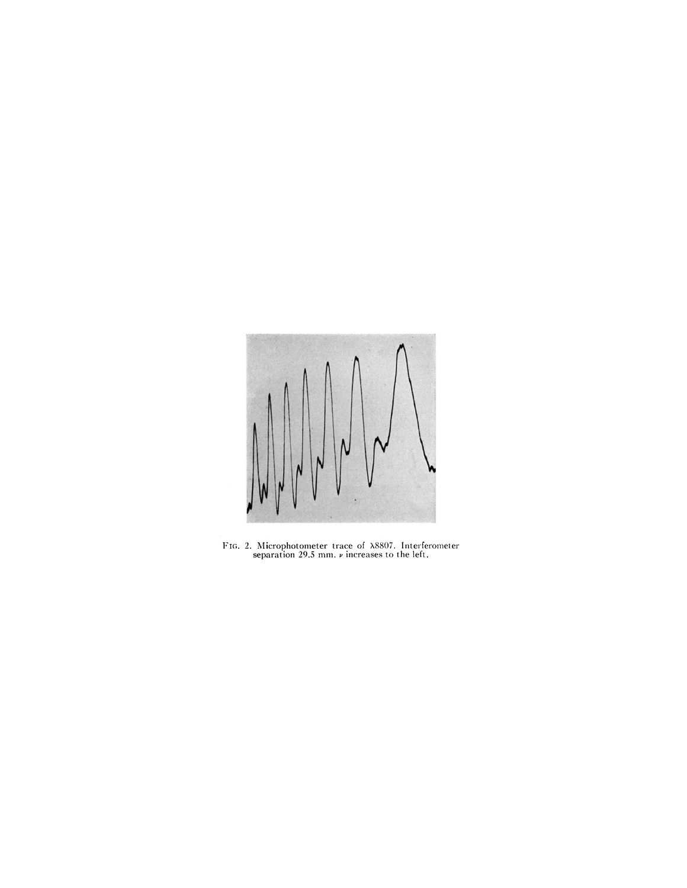FIG. 2. Microphotometer trace of $\lambda 8807$. Interferometer separation 29.5 mm. $\nu$ increases to the left.